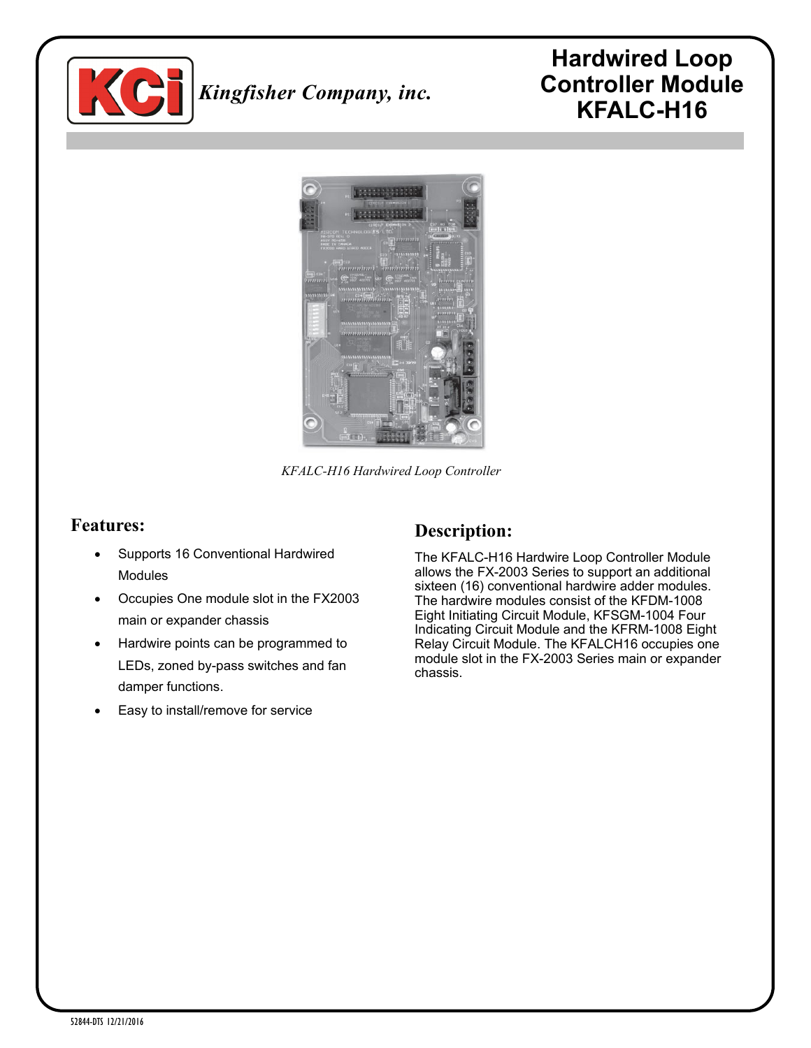Kingfisher Company, inc.

# Hardwired Loop Controller Module KFALC-H16

*KFALC-H16 Hardwired Loop Controller*

## Features:

- Supports 16 Conventional Hardwired Modules
- Occupies One module slot in the FX2003 main or expander chassis
- Hardwire points can be programmed to LEDs, zoned by-pass switches and fan damper functions.
- Easy to install/remove for service

## Description:

The KFALC-H16 Hardwire Loop Controller Module allows the FX-2003 Series to support an additional sixteen (16) conventional hardwire adder modules. The hardwire modules consist of the KFDM-1008 Eight Initiating Circuit Module, KFSGM-1004 Four Indicating Circuit Module and the KFRM-1008 Eight Relay Circuit Module. The KFALCH16 occupies one module slot in the FX-2003 Series main or expander chassis.

52844-DTS 12/21/2016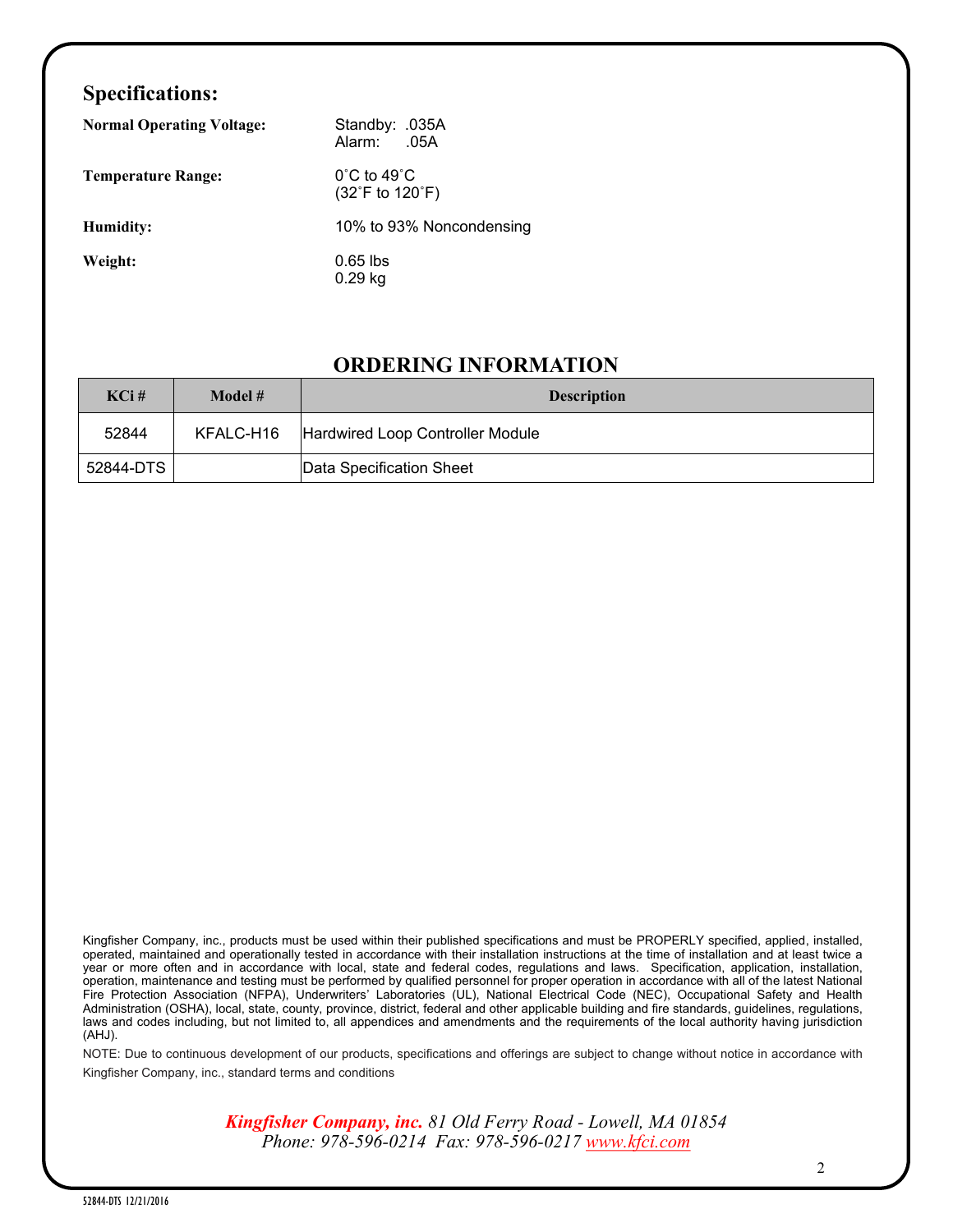## Specifications:

**Normal Operating Voltage:** Standby: .035A
Alarm: .05A

**Temperature Range:** 0˚C to 49˚C
(32˚F to 120˚F)

**Humidity:** 10% to 93% Noncondensing

**Weight:** 0.65 lbs
0.29 kg

## ORDERING INFORMATION

| KCi # | Model # | Description |
|---|---|---|
| 52844 | KFALC-H16 | Hardwired Loop Controller Module |
| 52844-DTS | | Data Specification Sheet |

Kingfisher Company, inc., products must be used within their published specifications and must be PROPERLY specified, applied, installed, operated, maintained and operationally tested in accordance with their installation instructions at the time of installation and at least twice a year or more often and in accordance with local, state and federal codes, regulations and laws. Specification, application, installation, operation, maintenance and testing must be performed by qualified personnel for proper operation in accordance with all of the latest National Fire Protection Association (NFPA), Underwriters' Laboratories (UL), National Electrical Code (NEC), Occupational Safety and Health Administration (OSHA), local, state, county, province, district, federal and other applicable building and fire standards, guidelines, regulations, laws and codes including, but not limited to, all appendices and amendments and the requirements of the local authority having jurisdiction (AHJ).

NOTE: Due to continuous development of our products, specifications and offerings are subject to change without notice in accordance with Kingfisher Company, inc., standard terms and conditions

***Kingfisher Company, inc.*** *81 Old Ferry Road - Lowell, MA 01854*
*Phone: 978-596-0214 Fax: 978-596-0217 www.kfci.com*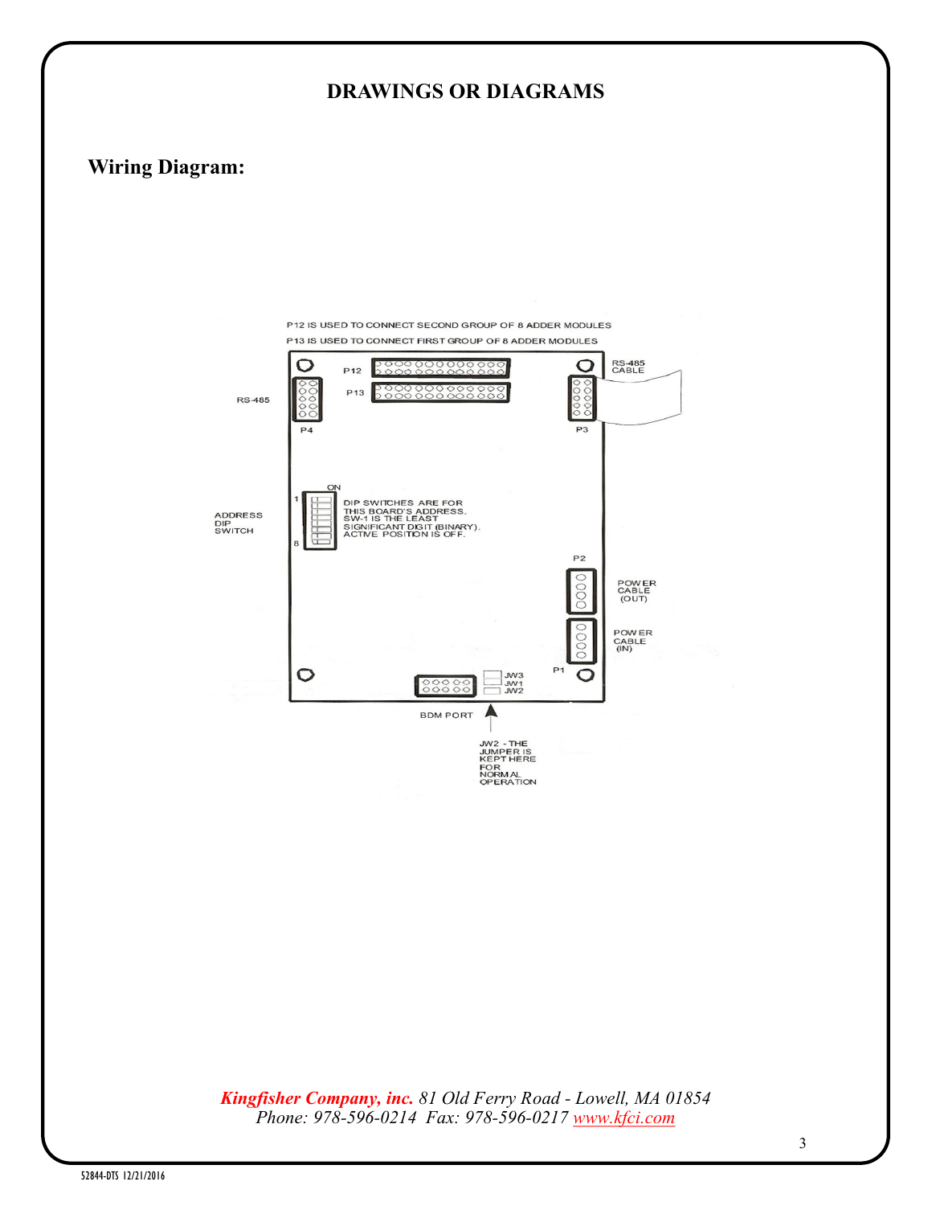# DRAWINGS OR DIAGRAMS

## Wiring Diagram:

P12 IS USED TO CONNECT SECOND GROUP OF 8 ADDER MODULES

P13 IS USED TO CONNECT FIRST GROUP OF 8 ADDER MODULES

P12

P13

RS-485 CABLE

RS-485

P4

P3

ON

ADDRESS DIP SWITCH

DIP SWITCHES ARE FOR THIS BOARD'S ADDRESS. SW-1 IS THE LEAST SIGNIFICANT DIGIT (BINARY). ACTIVE POSITION IS OFF.

P2

POWER CABLE (OUT)

POWER CABLE (IN)

P1

JW3

JW1

JW2

BDM PORT

JW2 - THE JUMPER IS KEPT HERE FOR NORMAL OPERATION

*Kingfisher Company, inc.* *81 Old Ferry Road - Lowell, MA 01854*
*Phone: 978-596-0214 Fax: 978-596-0217* *www.kfci.com*

52844-DTS 12/21/2016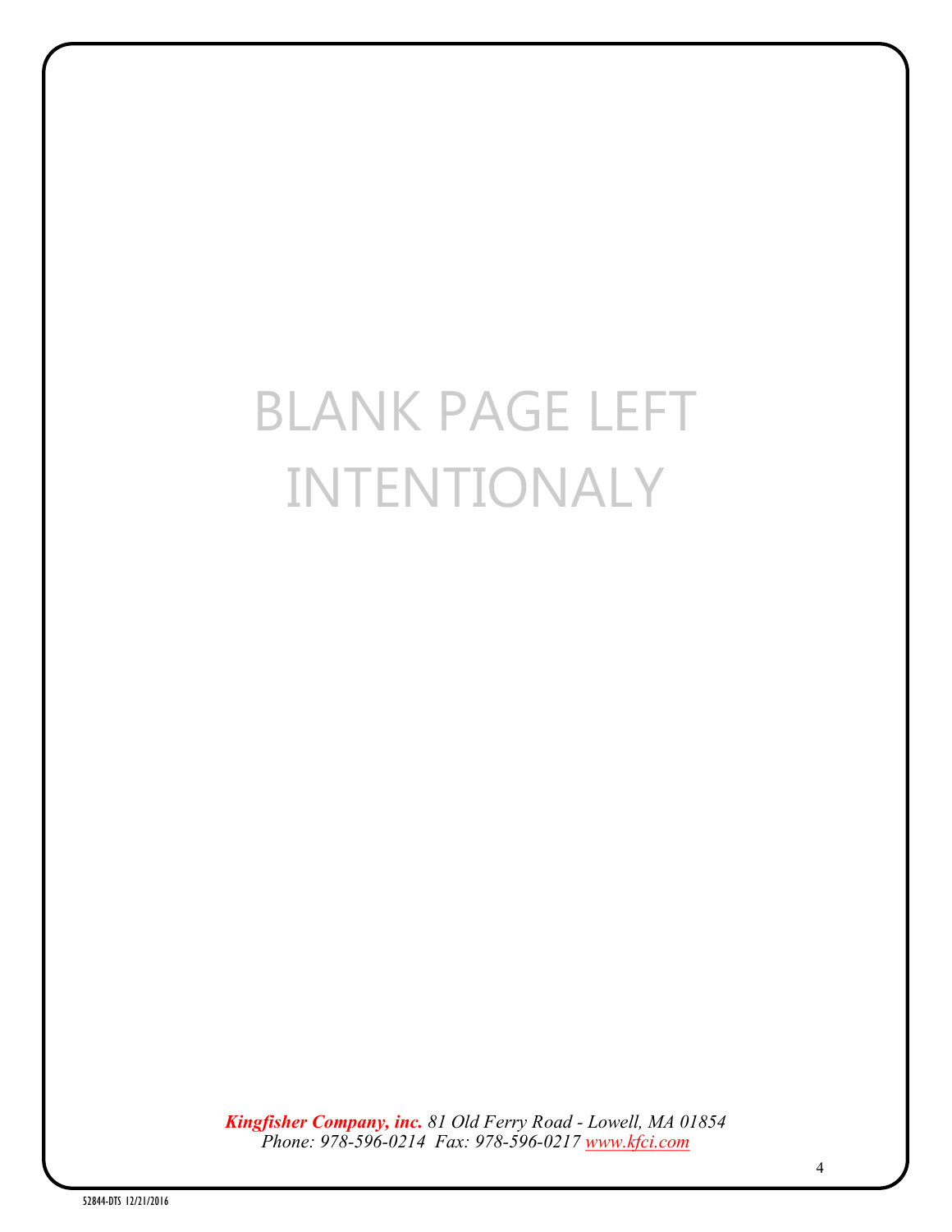BLANK PAGE LEFT INTENTIONALY